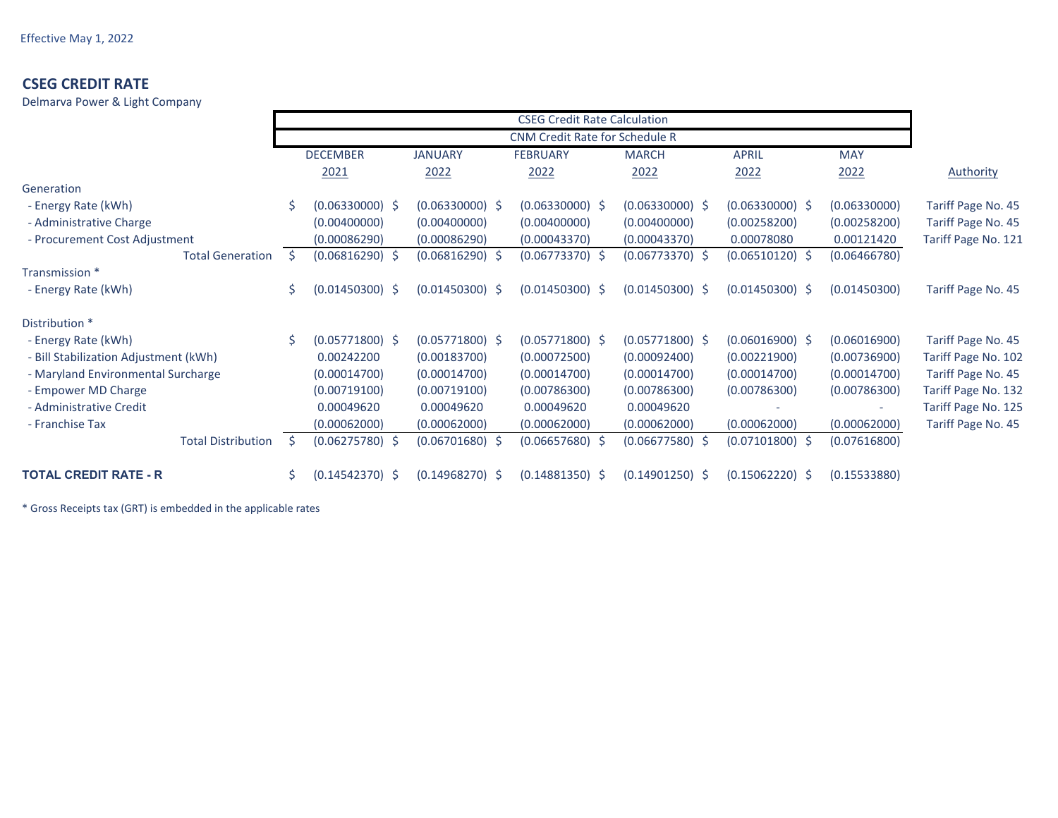Effective May 1, 2022

## CSEG CREDIT RATE

Delmarva Power & Light Company

| | CSEG Credit Rate Calculation | | | | | | |
|---|---|---|---|---|---|---|---|
| | CNM Credit Rate for Schedule R | | | | | | |
| | DECEMBER 2021 | JANUARY 2022 | FEBRUARY 2022 | MARCH 2022 | APRIL 2022 | MAY 2022 | Authority |
| Generation | | | | | | | |
| - Energy Rate (kWh) | $ (0.06330000) | $ (0.06330000) | $ (0.06330000) | $ (0.06330000) | $ (0.06330000) | $ (0.06330000) | Tariff Page No. 45 |
| - Administrative Charge | (0.00400000) | (0.00400000) | (0.00400000) | (0.00400000) | (0.00258200) | (0.00258200) | Tariff Page No. 45 |
| - Procurement Cost Adjustment | (0.00086290) | (0.00086290) | (0.00043370) | (0.00043370) | 0.00078080 | 0.00121420 | Tariff Page No. 121 |
| Total Generation | $ (0.06816290) | $ (0.06816290) | $ (0.06773370) | $ (0.06773370) | $ (0.06510120) | $ (0.06466780) | |
| Transmission * | | | | | | | |
| - Energy Rate (kWh) | $ (0.01450300) | $ (0.01450300) | $ (0.01450300) | $ (0.01450300) | $ (0.01450300) | $ (0.01450300) | Tariff Page No. 45 |
| Distribution * | | | | | | | |
| - Energy Rate (kWh) | $ (0.05771800) | $ (0.05771800) | $ (0.05771800) | $ (0.05771800) | $ (0.06016900) | $ (0.06016900) | Tariff Page No. 45 |
| - Bill Stabilization Adjustment (kWh) | 0.00242200 | (0.00183700) | (0.00072500) | (0.00092400) | (0.00221900) | (0.00736900) | Tariff Page No. 102 |
| - Maryland Environmental Surcharge | (0.00014700) | (0.00014700) | (0.00014700) | (0.00014700) | (0.00014700) | (0.00014700) | Tariff Page No. 45 |
| - Empower MD Charge | (0.00719100) | (0.00719100) | (0.00786300) | (0.00786300) | (0.00786300) | (0.00786300) | Tariff Page No. 132 |
| - Administrative Credit | 0.00049620 | 0.00049620 | 0.00049620 | 0.00049620 | - | - | Tariff Page No. 125 |
| - Franchise Tax | (0.00062000) | (0.00062000) | (0.00062000) | (0.00062000) | (0.00062000) | (0.00062000) | Tariff Page No. 45 |
| Total Distribution | $ (0.06275780) | $ (0.06701680) | $ (0.06657680) | $ (0.06677580) | $ (0.07101800) | $ (0.07616800) | |
| **TOTAL CREDIT RATE - R** | $ (0.14542370) | $ (0.14968270) | $ (0.14881350) | $ (0.14901250) | $ (0.15062220) | $ (0.15533880) | |

* Gross Receipts tax (GRT) is embedded in the applicable rates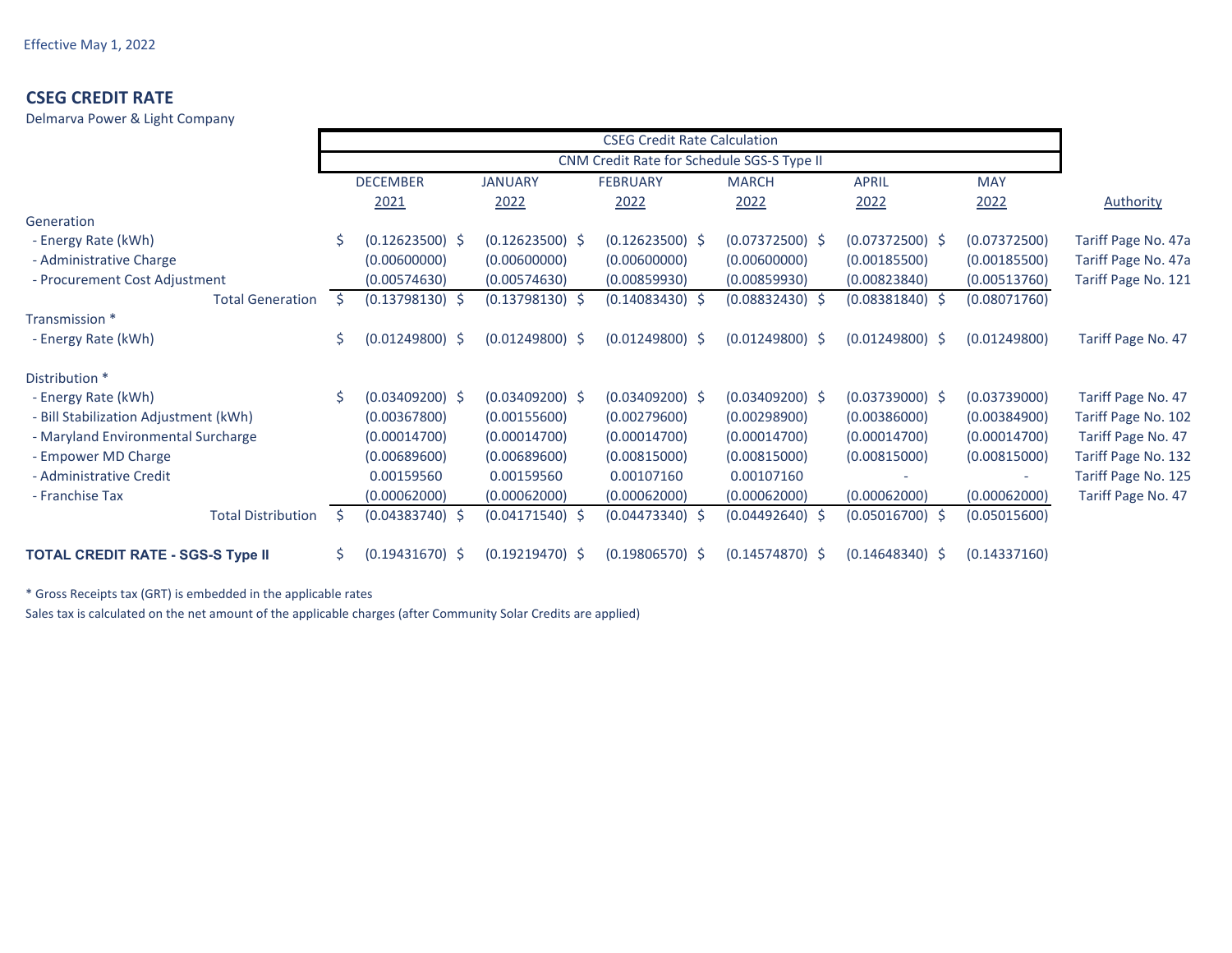Effective May 1, 2022

## CSEG CREDIT RATE

Delmarva Power & Light Company

| | CSEG Credit Rate Calculation | | | | | | |
|---|---|---|---|---|---|---|---|
| | CNM Credit Rate for Schedule SGS-S Type II | | | | | | |
| | DECEMBER 2021 | JANUARY 2022 | FEBRUARY 2022 | MARCH 2022 | APRIL 2022 | MAY 2022 | Authority |
| Generation | | | | | | | |
| - Energy Rate (kWh) | $ (0.12623500) | $ (0.12623500) | $ (0.12623500) | $ (0.07372500) | $ (0.07372500) | $ (0.07372500) | Tariff Page No. 47a |
| - Administrative Charge | (0.00600000) | (0.00600000) | (0.00600000) | (0.00600000) | (0.00185500) | (0.00185500) | Tariff Page No. 47a |
| - Procurement Cost Adjustment | (0.00574630) | (0.00574630) | (0.00859930) | (0.00859930) | (0.00823840) | (0.00513760) | Tariff Page No. 121 |
| Total Generation | $ (0.13798130) | $ (0.13798130) | $ (0.14083430) | $ (0.08832430) | $ (0.08381840) | $ (0.08071760) | |
| Transmission * | | | | | | | |
| - Energy Rate (kWh) | $ (0.01249800) | $ (0.01249800) | $ (0.01249800) | $ (0.01249800) | $ (0.01249800) | $ (0.01249800) | Tariff Page No. 47 |
| Distribution * | | | | | | | |
| - Energy Rate (kWh) | $ (0.03409200) | $ (0.03409200) | $ (0.03409200) | $ (0.03409200) | $ (0.03739000) | $ (0.03739000) | Tariff Page No. 47 |
| - Bill Stabilization Adjustment (kWh) | (0.00367800) | (0.00155600) | (0.00279600) | (0.00298900) | (0.00386000) | (0.00384900) | Tariff Page No. 102 |
| - Maryland Environmental Surcharge | (0.00014700) | (0.00014700) | (0.00014700) | (0.00014700) | (0.00014700) | (0.00014700) | Tariff Page No. 47 |
| - Empower MD Charge | (0.00689600) | (0.00689600) | (0.00815000) | (0.00815000) | (0.00815000) | (0.00815000) | Tariff Page No. 132 |
| - Administrative Credit | 0.00159560 | 0.00159560 | 0.00107160 | 0.00107160 | - | - | Tariff Page No. 125 |
| - Franchise Tax | (0.00062000) | (0.00062000) | (0.00062000) | (0.00062000) | (0.00062000) | (0.00062000) | Tariff Page No. 47 |
| Total Distribution | $ (0.04383740) | $ (0.04171540) | $ (0.04473340) | $ (0.04492640) | $ (0.05016700) | $ (0.05015600) | |
| **TOTAL CREDIT RATE - SGS-S Type II** | $ (0.19431670) | $ (0.19219470) | $ (0.19806570) | $ (0.14574870) | $ (0.14648340) | $ (0.14337160) | |

* Gross Receipts tax (GRT) is embedded in the applicable rates

Sales tax is calculated on the net amount of the applicable charges (after Community Solar Credits are applied)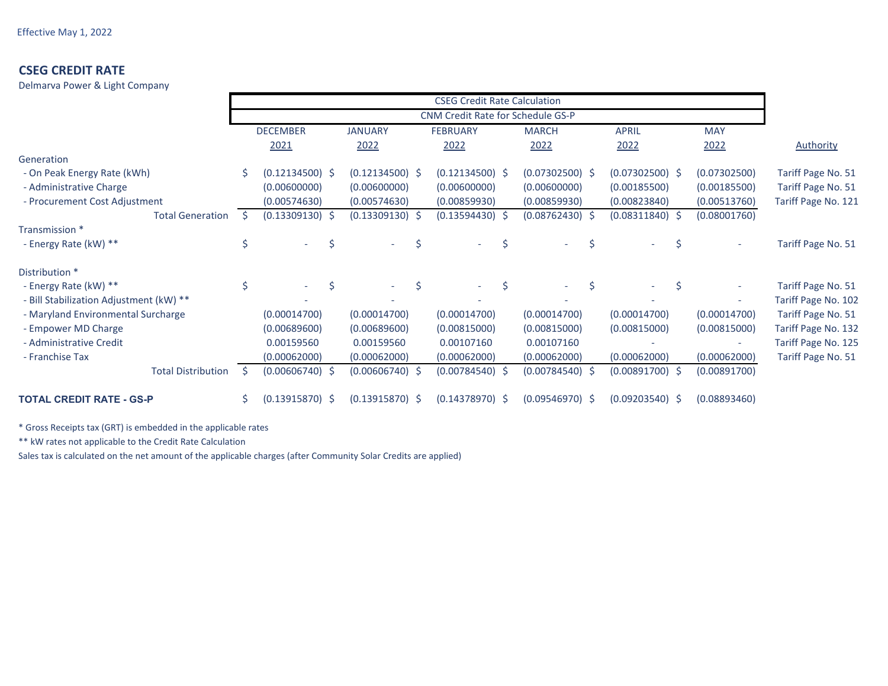Effective May 1, 2022

## CSEG CREDIT RATE

Delmarva Power & Light Company

| | CSEG Credit Rate Calculation | | | | | | |
|---|---|---|---|---|---|---|---|
| | CNM Credit Rate for Schedule GS-P | | | | | | |
| | DECEMBER 2021 | JANUARY 2022 | FEBRUARY 2022 | MARCH 2022 | APRIL 2022 | MAY 2022 | Authority |
| **Generation** | | | | | | | |
| - On Peak Energy Rate (kWh) | $ (0.12134500) | $ (0.12134500) | $ (0.12134500) | $ (0.07302500) | $ (0.07302500) | $ (0.07302500) | Tariff Page No. 51 |
| - Administrative Charge | (0.00600000) | (0.00600000) | (0.00600000) | (0.00600000) | (0.00185500) | (0.00185500) | Tariff Page No. 51 |
| - Procurement Cost Adjustment | (0.00574630) | (0.00574630) | (0.00859930) | (0.00859930) | (0.00823840) | (0.00513760) | Tariff Page No. 121 |
| Total Generation | $ (0.13309130) | $ (0.13309130) | $ (0.13594430) | $ (0.08762430) | $ (0.08311840) | $ (0.08001760) | |
| **Transmission *** | | | | | | | |
| - Energy Rate (kW) ** | $ - | $ - | $ - | $ - | $ - | $ - | Tariff Page No. 51 |
| **Distribution *** | | | | | | | |
| - Energy Rate (kW) ** | $ - | $ - | $ - | $ - | $ - | $ - | Tariff Page No. 51 |
| - Bill Stabilization Adjustment (kW) ** | - | - | - | - | - | - | Tariff Page No. 102 |
| - Maryland Environmental Surcharge | (0.00014700) | (0.00014700) | (0.00014700) | (0.00014700) | (0.00014700) | (0.00014700) | Tariff Page No. 51 |
| - Empower MD Charge | (0.00689600) | (0.00689600) | (0.00815000) | (0.00815000) | (0.00815000) | (0.00815000) | Tariff Page No. 132 |
| - Administrative Credit | 0.00159560 | 0.00159560 | 0.00107160 | 0.00107160 | - | - | Tariff Page No. 125 |
| - Franchise Tax | (0.00062000) | (0.00062000) | (0.00062000) | (0.00062000) | (0.00062000) | (0.00062000) | Tariff Page No. 51 |
| Total Distribution | $ (0.00606740) | $ (0.00606740) | $ (0.00784540) | $ (0.00784540) | $ (0.00891700) | $ (0.00891700) | |
| **TOTAL CREDIT RATE - GS-P** | $ (0.13915870) | $ (0.13915870) | $ (0.14378970) | $ (0.09546970) | $ (0.09203540) | $ (0.08893460) | |

* Gross Receipts tax (GRT) is embedded in the applicable rates

** kW rates not applicable to the Credit Rate Calculation

Sales tax is calculated on the net amount of the applicable charges (after Community Solar Credits are applied)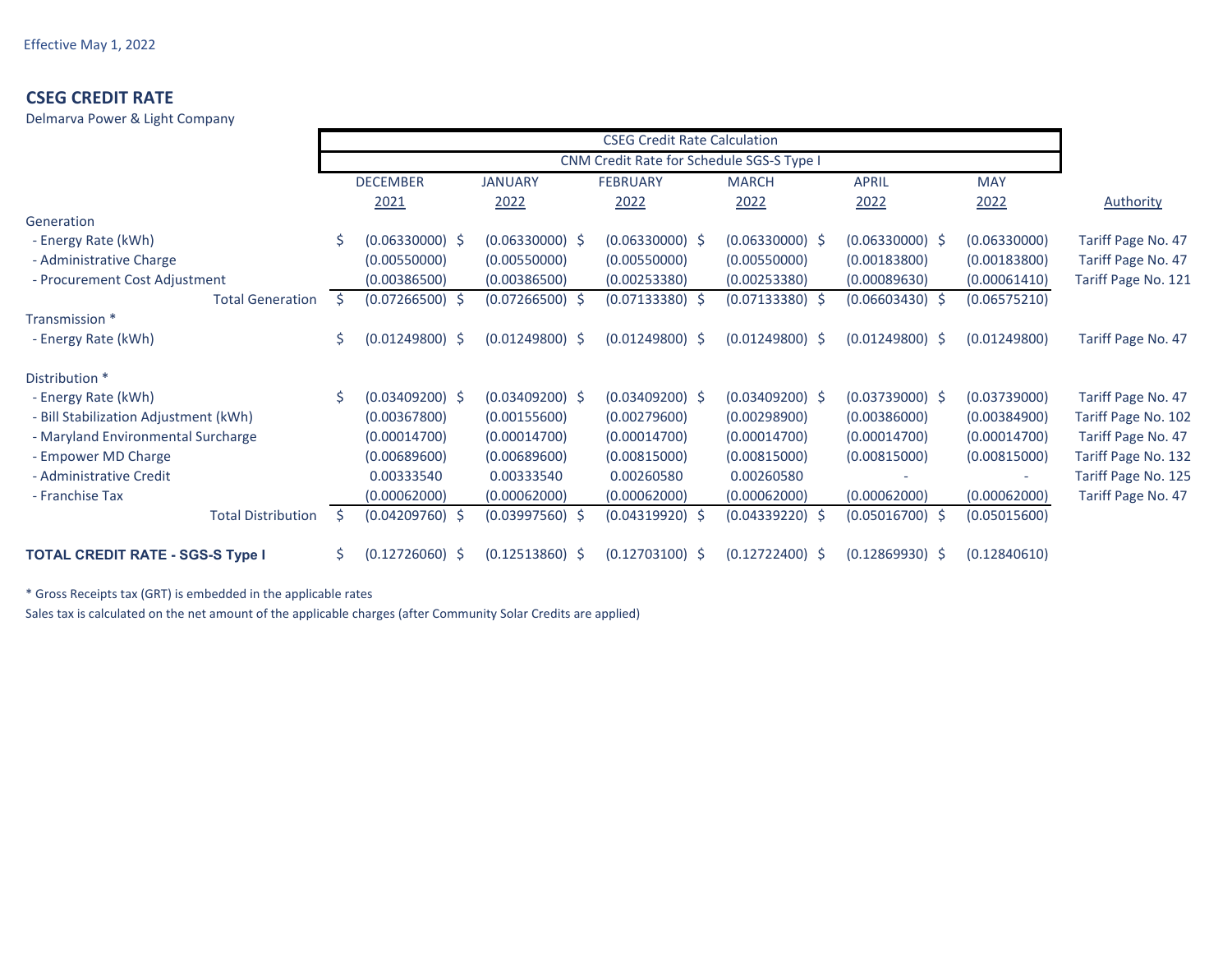Effective May 1, 2022

## CSEG CREDIT RATE

Delmarva Power & Light Company

| | CSEG Credit Rate Calculation | | | | | | |
|---|---|---|---|---|---|---|---|
| | CNM Credit Rate for Schedule SGS-S Type I | | | | | | |
| | DECEMBER 2021 | JANUARY 2022 | FEBRUARY 2022 | MARCH 2022 | APRIL 2022 | MAY 2022 | Authority |
| Generation | | | | | | | |
| - Energy Rate (kWh) | $ (0.06330000) | $ (0.06330000) | $ (0.06330000) | $ (0.06330000) | $ (0.06330000) | $ (0.06330000) | Tariff Page No. 47 |
| - Administrative Charge | (0.00550000) | (0.00550000) | (0.00550000) | (0.00550000) | (0.00183800) | (0.00183800) | Tariff Page No. 47 |
| - Procurement Cost Adjustment | (0.00386500) | (0.00386500) | (0.00253380) | (0.00253380) | (0.00089630) | (0.00061410) | Tariff Page No. 121 |
| Total Generation | $ (0.07266500) | $ (0.07266500) | $ (0.07133380) | $ (0.07133380) | $ (0.06603430) | $ (0.06575210) | |
| Transmission * | | | | | | | |
| - Energy Rate (kWh) | $ (0.01249800) | $ (0.01249800) | $ (0.01249800) | $ (0.01249800) | $ (0.01249800) | $ (0.01249800) | Tariff Page No. 47 |
| Distribution * | | | | | | | |
| - Energy Rate (kWh) | $ (0.03409200) | $ (0.03409200) | $ (0.03409200) | $ (0.03409200) | $ (0.03739000) | $ (0.03739000) | Tariff Page No. 47 |
| - Bill Stabilization Adjustment (kWh) | (0.00367800) | (0.00155600) | (0.00279600) | (0.00298900) | (0.00386000) | (0.00384900) | Tariff Page No. 102 |
| - Maryland Environmental Surcharge | (0.00014700) | (0.00014700) | (0.00014700) | (0.00014700) | (0.00014700) | (0.00014700) | Tariff Page No. 47 |
| - Empower MD Charge | (0.00689600) | (0.00689600) | (0.00815000) | (0.00815000) | (0.00815000) | (0.00815000) | Tariff Page No. 132 |
| - Administrative Credit | 0.00333540 | 0.00333540 | 0.00260580 | 0.00260580 | - | - | Tariff Page No. 125 |
| - Franchise Tax | (0.00062000) | (0.00062000) | (0.00062000) | (0.00062000) | (0.00062000) | (0.00062000) | Tariff Page No. 47 |
| Total Distribution | $ (0.04209760) | $ (0.03997560) | $ (0.04319920) | $ (0.04339220) | $ (0.05016700) | $ (0.05015600) | |
| **TOTAL CREDIT RATE - SGS-S Type I** | $ (0.12726060) | $ (0.12513860) | $ (0.12703100) | $ (0.12722400) | $ (0.12869930) | $ (0.12840610) | |

* Gross Receipts tax (GRT) is embedded in the applicable rates

Sales tax is calculated on the net amount of the applicable charges (after Community Solar Credits are applied)